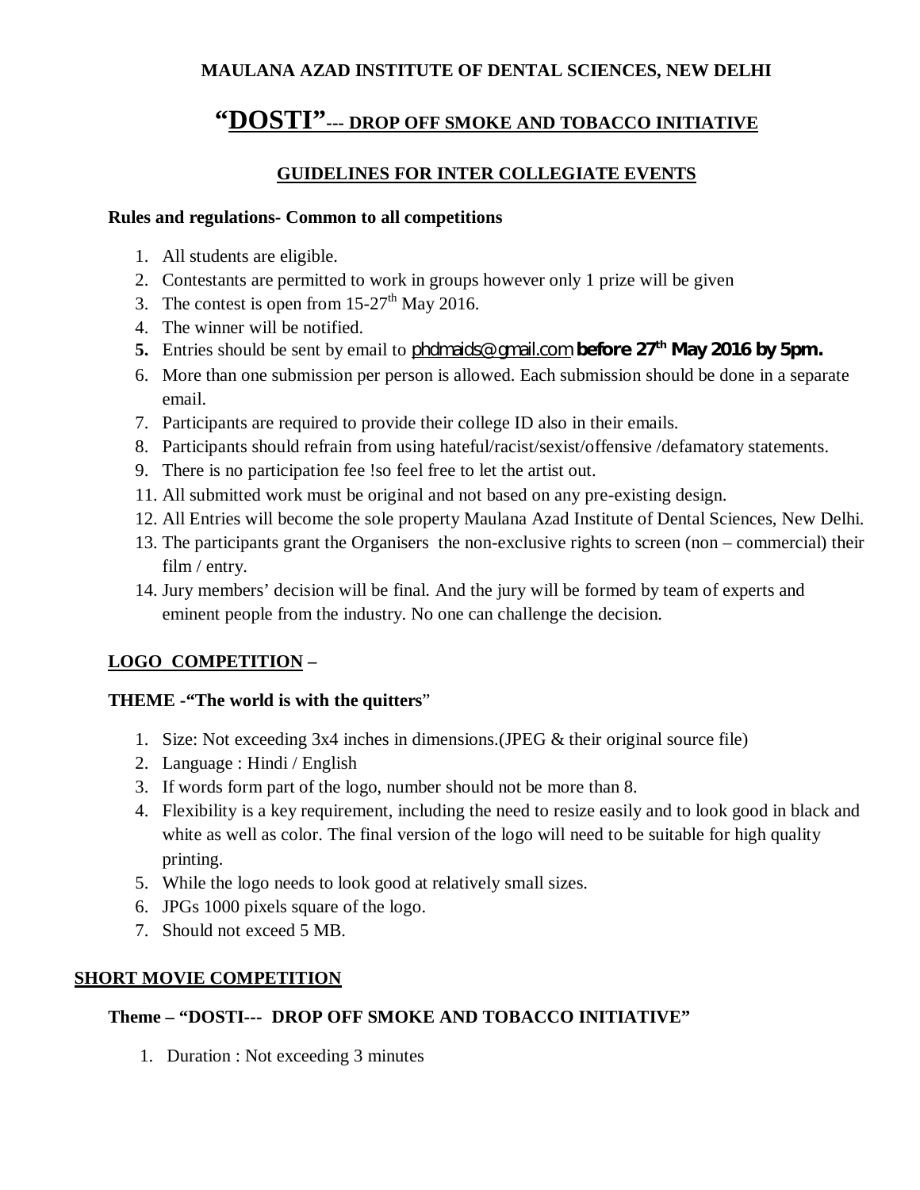**MAULANA AZAD INSTITUTE OF DENTAL SCIENCES, NEW DELHI**

# "DOSTI"--- DROP OFF SMOKE AND TOBACCO INITIATIVE

## GUIDELINES FOR INTER COLLEGIATE EVENTS

**Rules and regulations- Common to all competitions**

1. All students are eligible.
2. Contestants are permitted to work in groups however only 1 prize will be given
3. The contest is open from 15-27th May 2016.
4. The winner will be notified.
5. Entries should be sent by email to phdmaids@gmail.com **before 27th May 2016 by 5pm.**
6. More than one submission per person is allowed. Each submission should be done in a separate email.
7. Participants are required to provide their college ID also in their emails.
8. Participants should refrain from using hateful/racist/sexist/offensive /defamatory statements.
9. There is no participation fee !so feel free to let the artist out.
11. All submitted work must be original and not based on any pre-existing design.
12. All Entries will become the sole property Maulana Azad Institute of Dental Sciences, New Delhi.
13. The participants grant the Organisers the non-exclusive rights to screen (non – commercial) their film / entry.
14. Jury members' decision will be final. And the jury will be formed by team of experts and eminent people from the industry. No one can challenge the decision.

### LOGO COMPETITION –

**THEME -"The world is with the quitters"**

1. Size: Not exceeding 3x4 inches in dimensions.(JPEG & their original source file)
2. Language : Hindi / English
3. If words form part of the logo, number should not be more than 8.
4. Flexibility is a key requirement, including the need to resize easily and to look good in black and white as well as color. The final version of the logo will need to be suitable for high quality printing.
5. While the logo needs to look good at relatively small sizes.
6. JPGs 1000 pixels square of the logo.
7. Should not exceed 5 MB.

### SHORT MOVIE COMPETITION

**Theme – "DOSTI--- DROP OFF SMOKE AND TOBACCO INITIATIVE"**

1. Duration : Not exceeding 3 minutes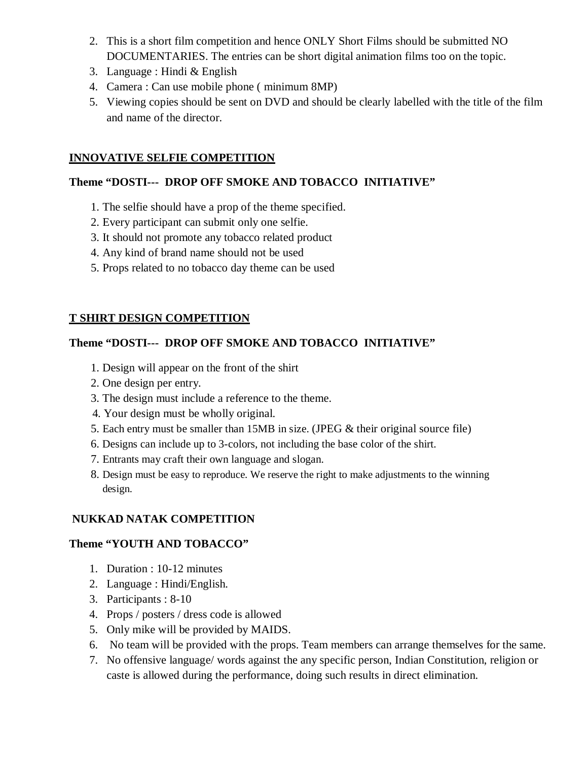2. This is a short film competition and hence ONLY Short Films should be submitted NO DOCUMENTARIES. The entries can be short digital animation films too on the topic.
3. Language : Hindi & English
4. Camera : Can use mobile phone ( minimum 8MP)
5. Viewing copies should be sent on DVD and should be clearly labelled with the title of the film and name of the director.

**<u>INNOVATIVE SELFIE COMPETITION</u>**

**Theme "DOSTI--- DROP OFF SMOKE AND TOBACCO INITIATIVE"**

1. The selfie should have a prop of the theme specified.
2. Every participant can submit only one selfie.
3. It should not promote any tobacco related product
4. Any kind of brand name should not be used
5. Props related to no tobacco day theme can be used

**<u>T SHIRT DESIGN COMPETITION</u>**

**Theme "DOSTI--- DROP OFF SMOKE AND TOBACCO INITIATIVE"**

1. Design will appear on the front of the shirt
2. One design per entry.
3. The design must include a reference to the theme.
4. Your design must be wholly original.
5. Each entry must be smaller than 15MB in size. (JPEG & their original source file)
6. Designs can include up to 3-colors, not including the base color of the shirt.
7. Entrants may craft their own language and slogan.
8. Design must be easy to reproduce. We reserve the right to make adjustments to the winning design.

**NUKKAD NATAK COMPETITION**

**Theme "YOUTH AND TOBACCO"**

1. Duration : 10-12 minutes
2. Language : Hindi/English.
3. Participants : 8-10
4. Props / posters / dress code is allowed
5. Only mike will be provided by MAIDS.
6. No team will be provided with the props. Team members can arrange themselves for the same.
7. No offensive language/ words against the any specific person, Indian Constitution, religion or caste is allowed during the performance, doing such results in direct elimination.